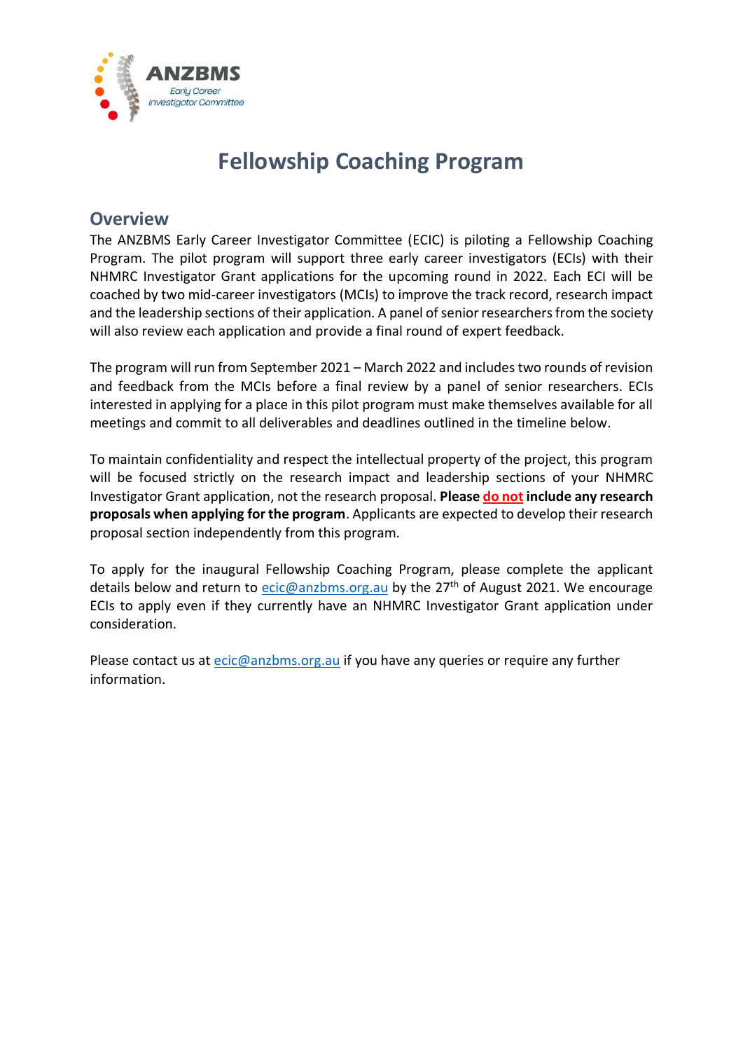# Fellowship Coaching Program

## Overview

The ANZBMS Early Career Investigator Committee (ECIC) is piloting a Fellowship Coaching Program. The pilot program will support three early career investigators (ECIs) with their NHMRC Investigator Grant applications for the upcoming round in 2022. Each ECI will be coached by two mid-career investigators (MCIs) to improve the track record, research impact and the leadership sections of their application. A panel of senior researchers from the society will also review each application and provide a final round of expert feedback.

The program will run from September 2021 – March 2022 and includes two rounds of revision and feedback from the MCIs before a final review by a panel of senior researchers. ECIs interested in applying for a place in this pilot program must make themselves available for all meetings and commit to all deliverables and deadlines outlined in the timeline below.

To maintain confidentiality and respect the intellectual property of the project, this program will be focused strictly on the research impact and leadership sections of your NHMRC Investigator Grant application, not the research proposal. **Please do not include any research proposals when applying for the program**. Applicants are expected to develop their research proposal section independently from this program.

To apply for the inaugural Fellowship Coaching Program, please complete the applicant details below and return to ecic@anzbms.org.au by the 27th of August 2021. We encourage ECIs to apply even if they currently have an NHMRC Investigator Grant application under consideration.

Please contact us at ecic@anzbms.org.au if you have any queries or require any further information.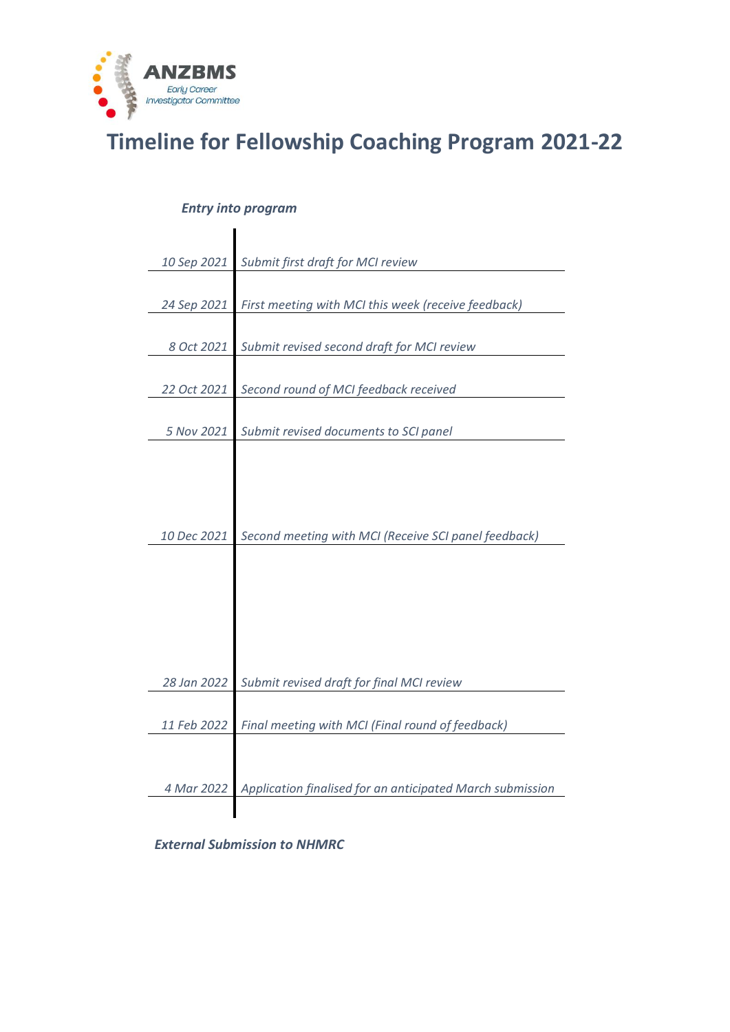ANZBMS
*Early Career Investigator Committee*

# Timeline for Fellowship Coaching Program 2021-22

***Entry into program***

| Date | Milestone |
|---|---|
| *10 Sep 2021* | *Submit first draft for MCI review* |
| *24 Sep 2021* | *First meeting with MCI this week (receive feedback)* |
| *8 Oct 2021* | *Submit revised second draft for MCI review* |
| *22 Oct 2021* | *Second round of MCI feedback received* |
| *5 Nov 2021* | *Submit revised documents to SCI panel* |
| *10 Dec 2021* | *Second meeting with MCI (Receive SCI panel feedback)* |
| *28 Jan 2022* | *Submit revised draft for final MCI review* |
| *11 Feb 2022* | *Final meeting with MCI (Final round of feedback)* |
| *4 Mar 2022* | *Application finalised for an anticipated March submission* |

***External Submission to NHMRC***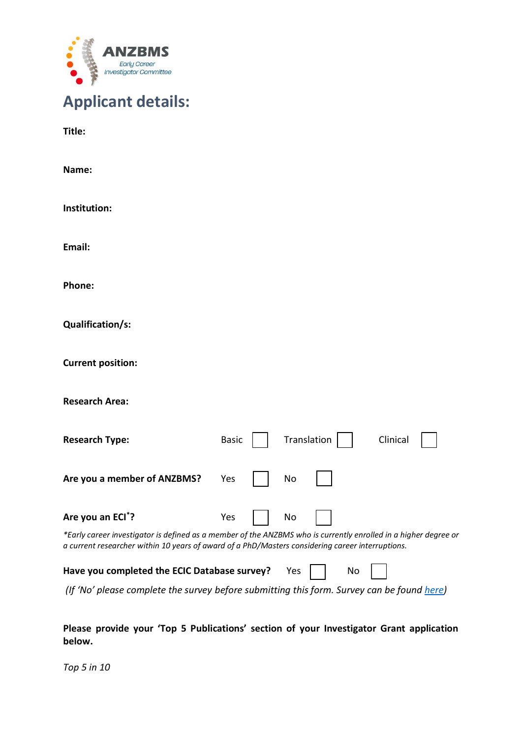ANZBMS
*Early Career Investigator Committee*

# Applicant details:

**Title:**

**Name:**

**Institution:**

**Email:**

**Phone:**

**Qualification/s:**

**Current position:**

**Research Area:**

**Research Type:** Basic ☐ Translation ☐ Clinical ☐

**Are you a member of ANZBMS?** Yes ☐ No ☐

**Are you an ECI*?** Yes ☐ No ☐

*\*Early career investigator is defined as a member of the ANZBMS who is currently enrolled in a higher degree or a current researcher within 10 years of award of a PhD/Masters considering career interruptions.*

**Have you completed the ECIC Database survey?** Yes ☐ No ☐

*(If 'No' please complete the survey before submitting this form. Survey can be found here)*

**Please provide your 'Top 5 Publications' section of your Investigator Grant application below.**

*Top 5 in 10*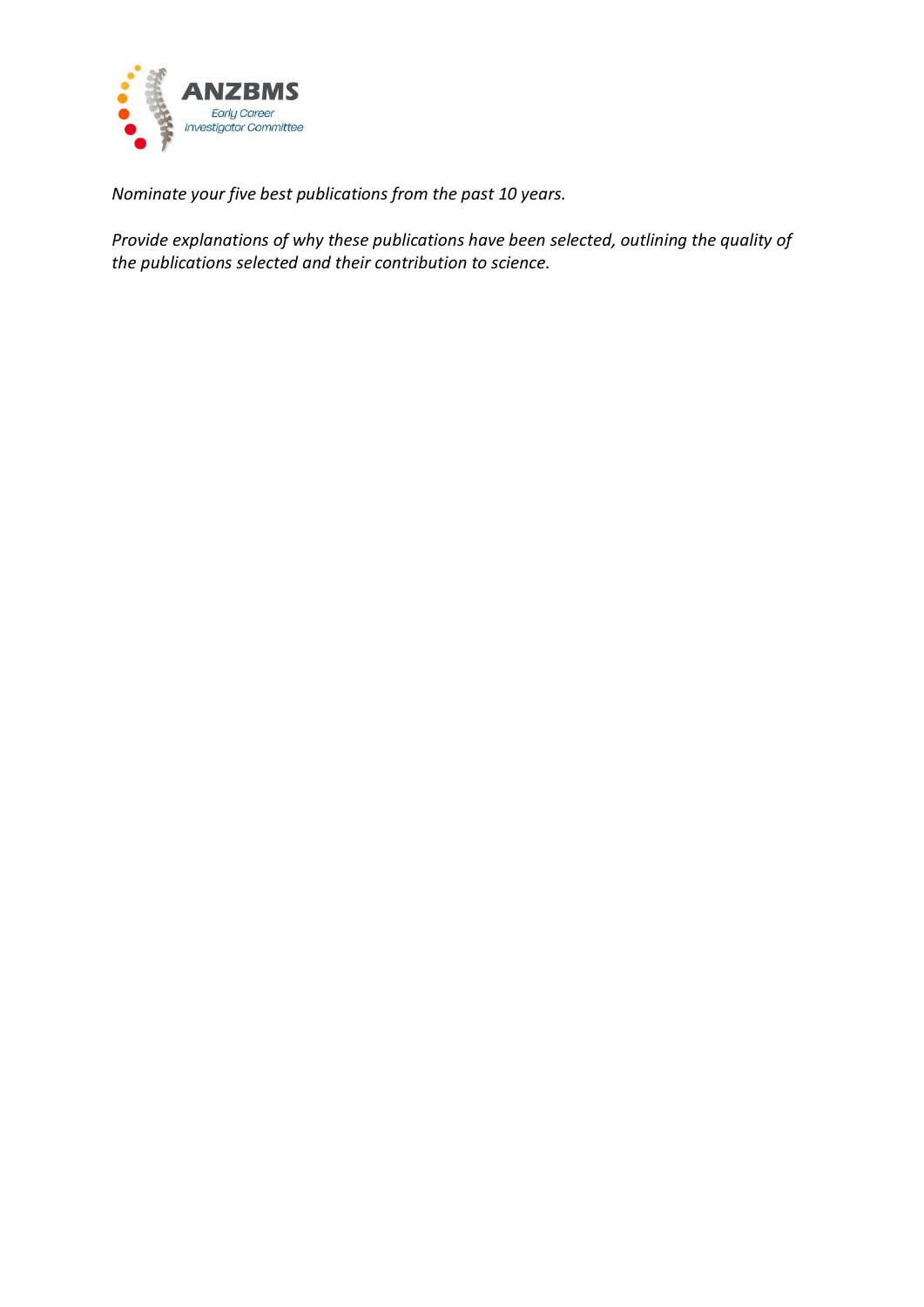*Nominate your five best publications from the past 10 years.*

*Provide explanations of why these publications have been selected, outlining the quality of the publications selected and their contribution to science.*